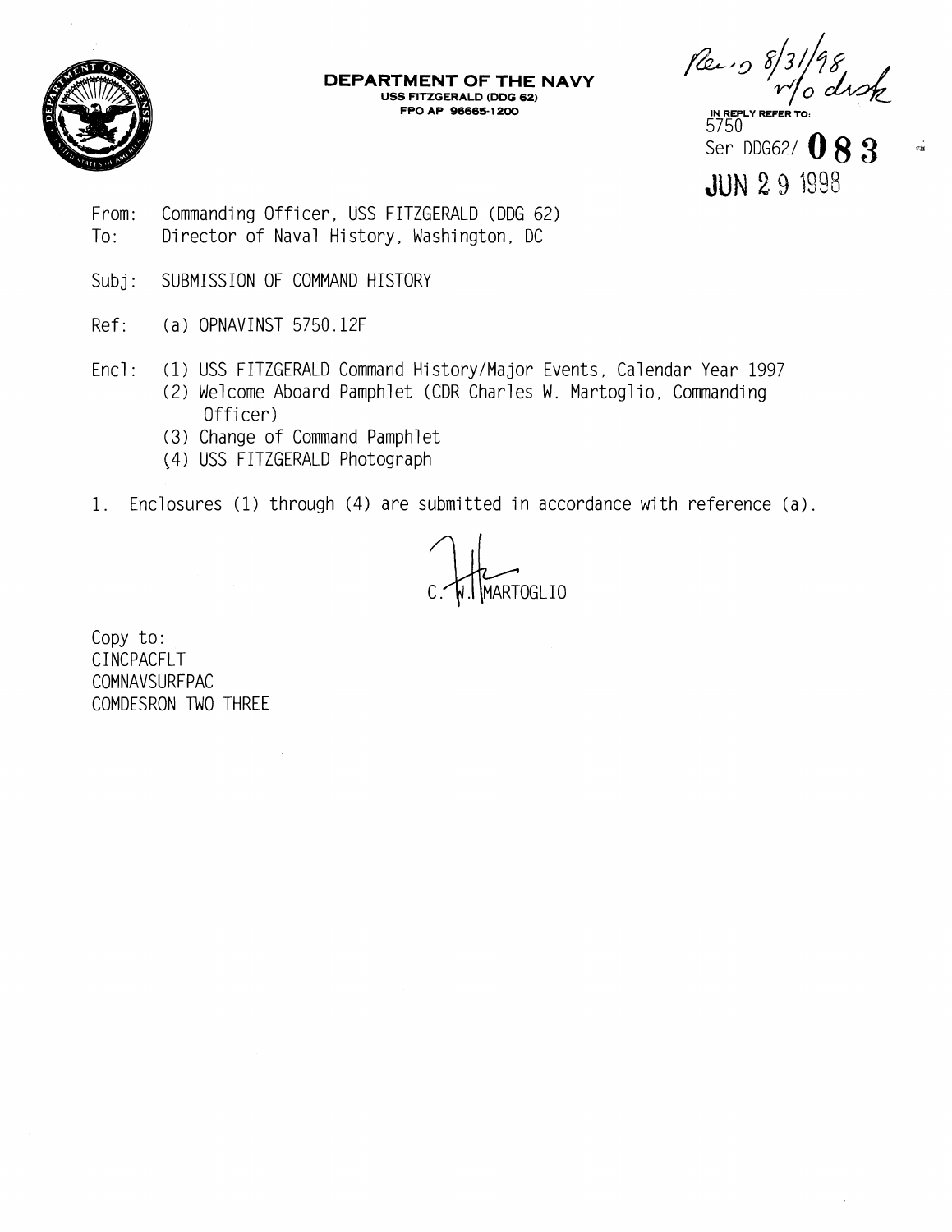**DEPARTMENT OF THE NAVY**
**USS FITZGERALD (DDG 62)**
**FPO AP 96665-1200**

Rec'd 8/31/98 w/o disk

IN REPLY REFER TO:
5750
Ser DDG62/ **083**
**JUN 29 1998**

From: Commanding Officer, USS FITZGERALD (DDG 62)
To: Director of Naval History, Washington, DC

Subj: SUBMISSION OF COMMAND HISTORY

Ref: (a) OPNAVINST 5750.12F

Encl: (1) USS FITZGERALD Command History/Major Events, Calendar Year 1997
(2) Welcome Aboard Pamphlet (CDR Charles W. Martoglio, Commanding Officer)
(3) Change of Command Pamphlet
(4) USS FITZGERALD Photograph

1. Enclosures (1) through (4) are submitted in accordance with reference (a).

C. W. MARTOGLIO

Copy to:
CINCPACFLT
COMNAVSURFPAC
COMDESRON TWO THREE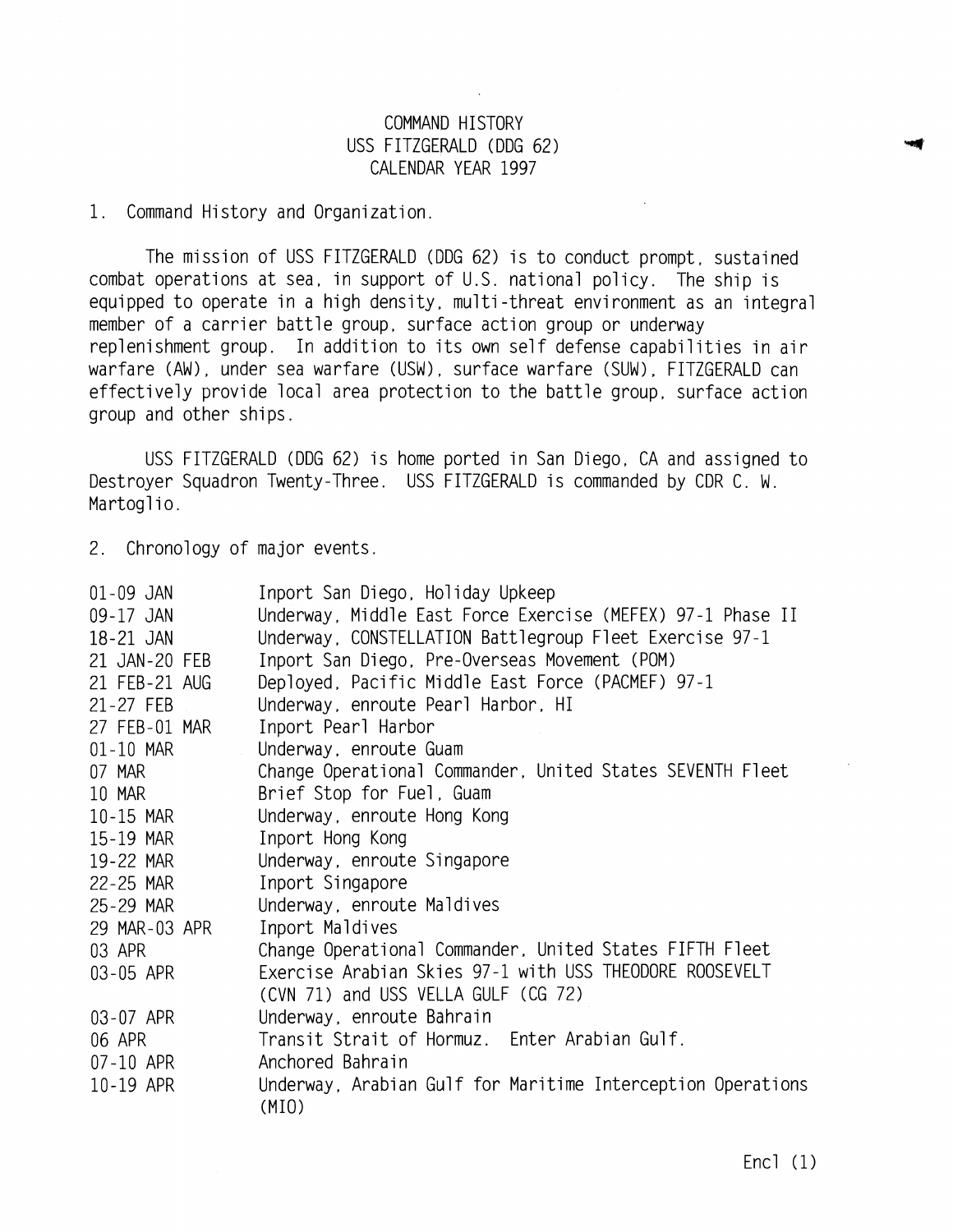# COMMAND HISTORY
# USS FITZGERALD (DDG 62)
# CALENDAR YEAR 1997

1. Command History and Organization.

The mission of USS FITZGERALD (DDG 62) is to conduct prompt, sustained combat operations at sea, in support of U.S. national policy. The ship is equipped to operate in a high density, multi-threat environment as an integral member of a carrier battle group, surface action group or underway replenishment group. In addition to its own self defense capabilities in air warfare (AW), under sea warfare (USW), surface warfare (SUW), FITZGERALD can effectively provide local area protection to the battle group, surface action group and other ships.

USS FITZGERALD (DDG 62) is home ported in San Diego, CA and assigned to Destroyer Squadron Twenty-Three. USS FITZGERALD is commanded by CDR C. W. Martoglio.

2. Chronology of major events.

| | |
|---|---|
| 01-09 JAN | Inport San Diego, Holiday Upkeep |
| 09-17 JAN | Underway, Middle East Force Exercise (MEFEX) 97-1 Phase II |
| 18-21 JAN | Underway, CONSTELLATION Battlegroup Fleet Exercise 97-1 |
| 21 JAN-20 FEB | Inport San Diego, Pre-Overseas Movement (POM) |
| 21 FEB-21 AUG | Deployed, Pacific Middle East Force (PACMEF) 97-1 |
| 21-27 FEB | Underway, enroute Pearl Harbor, HI |
| 27 FEB-01 MAR | Inport Pearl Harbor |
| 01-10 MAR | Underway, enroute Guam |
| 07 MAR | Change Operational Commander, United States SEVENTH Fleet |
| 10 MAR | Brief Stop for Fuel, Guam |
| 10-15 MAR | Underway, enroute Hong Kong |
| 15-19 MAR | Inport Hong Kong |
| 19-22 MAR | Underway, enroute Singapore |
| 22-25 MAR | Inport Singapore |
| 25-29 MAR | Underway, enroute Maldives |
| 29 MAR-03 APR | Inport Maldives |
| 03 APR | Change Operational Commander, United States FIFTH Fleet |
| 03-05 APR | Exercise Arabian Skies 97-1 with USS THEODORE ROOSEVELT (CVN 71) and USS VELLA GULF (CG 72) |
| 03-07 APR | Underway, enroute Bahrain |
| 06 APR | Transit Strait of Hormuz. Enter Arabian Gulf. |
| 07-10 APR | Anchored Bahrain |
| 10-19 APR | Underway, Arabian Gulf for Maritime Interception Operations (MIO) |

Encl (1)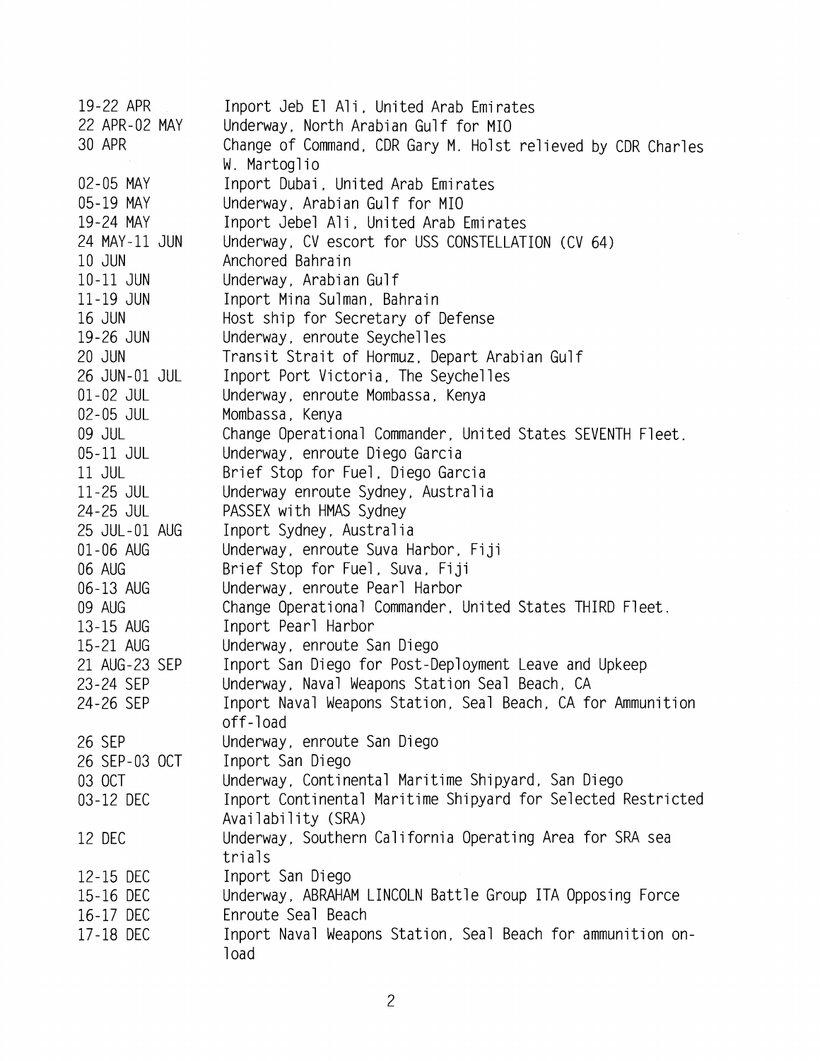| | |
|---|---|
| 19-22 APR | Inport Jeb El Ali, United Arab Emirates |
| 22 APR-02 MAY | Underway, North Arabian Gulf for MIO |
| 30 APR | Change of Command, CDR Gary M. Holst relieved by CDR Charles W. Martoglio |
| 02-05 MAY | Inport Dubai, United Arab Emirates |
| 05-19 MAY | Underway, Arabian Gulf for MIO |
| 19-24 MAY | Inport Jebel Ali, United Arab Emirates |
| 24 MAY-11 JUN | Underway, CV escort for USS CONSTELLATION (CV 64) |
| 10 JUN | Anchored Bahrain |
| 10-11 JUN | Underway, Arabian Gulf |
| 11-19 JUN | Inport Mina Sulman, Bahrain |
| 16 JUN | Host ship for Secretary of Defense |
| 19-26 JUN | Underway, enroute Seychelles |
| 20 JUN | Transit Strait of Hormuz, Depart Arabian Gulf |
| 26 JUN-01 JUL | Inport Port Victoria, The Seychelles |
| 01-02 JUL | Underway, enroute Mombassa, Kenya |
| 02-05 JUL | Mombassa, Kenya |
| 09 JUL | Change Operational Commander, United States SEVENTH Fleet. |
| 05-11 JUL | Underway, enroute Diego Garcia |
| 11 JUL | Brief Stop for Fuel, Diego Garcia |
| 11-25 JUL | Underway enroute Sydney, Australia |
| 24-25 JUL | PASSEX with HMAS Sydney |
| 25 JUL-01 AUG | Inport Sydney, Australia |
| 01-06 AUG | Underway, enroute Suva Harbor, Fiji |
| 06 AUG | Brief Stop for Fuel, Suva, Fiji |
| 06-13 AUG | Underway, enroute Pearl Harbor |
| 09 AUG | Change Operational Commander, United States THIRD Fleet. |
| 13-15 AUG | Inport Pearl Harbor |
| 15-21 AUG | Underway, enroute San Diego |
| 21 AUG-23 SEP | Inport San Diego for Post-Deployment Leave and Upkeep |
| 23-24 SEP | Underway, Naval Weapons Station Seal Beach, CA |
| 24-26 SEP | Inport Naval Weapons Station, Seal Beach, CA for Ammunition off-load |
| 26 SEP | Underway, enroute San Diego |
| 26 SEP-03 OCT | Inport San Diego |
| 03 OCT | Underway, Continental Maritime Shipyard, San Diego |
| 03-12 DEC | Inport Continental Maritime Shipyard for Selected Restricted Availability (SRA) |
| 12 DEC | Underway, Southern California Operating Area for SRA sea trials |
| 12-15 DEC | Inport San Diego |
| 15-16 DEC | Underway, ABRAHAM LINCOLN Battle Group ITA Opposing Force |
| 16-17 DEC | Enroute Seal Beach |
| 17-18 DEC | Inport Naval Weapons Station, Seal Beach for ammunition on-load |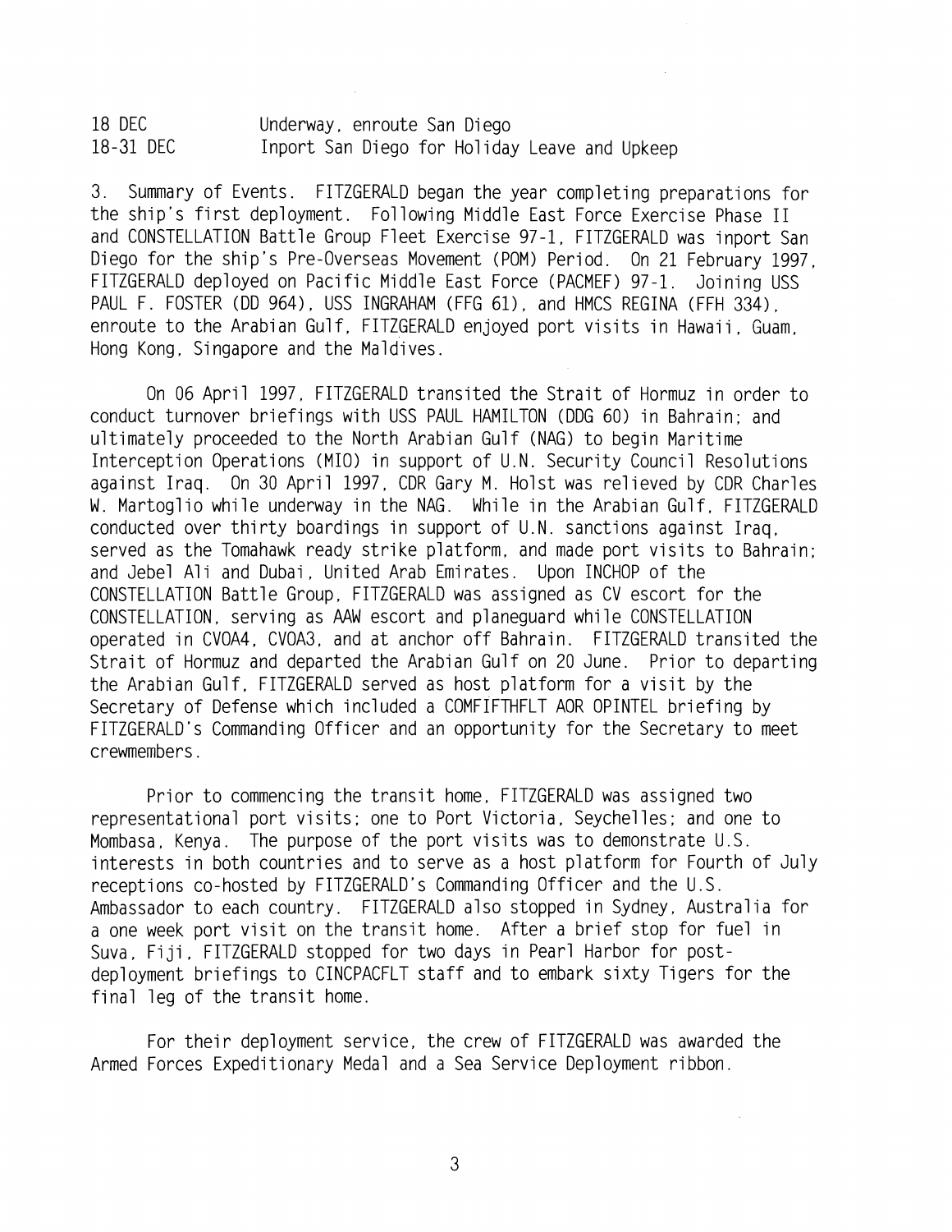| | |
|---|---|
| 18 DEC | Underway, enroute San Diego |
| 18-31 DEC | Inport San Diego for Holiday Leave and Upkeep |

3. Summary of Events. FITZGERALD began the year completing preparations for the ship's first deployment. Following Middle East Force Exercise Phase II and CONSTELLATION Battle Group Fleet Exercise 97-1, FITZGERALD was inport San Diego for the ship's Pre-Overseas Movement (POM) Period. On 21 February 1997, FITZGERALD deployed on Pacific Middle East Force (PACMEF) 97-1. Joining USS PAUL F. FOSTER (DD 964), USS INGRAHAM (FFG 61), and HMCS REGINA (FFH 334), enroute to the Arabian Gulf, FITZGERALD enjoyed port visits in Hawaii, Guam, Hong Kong, Singapore and the Maldives.

On 06 April 1997, FITZGERALD transited the Strait of Hormuz in order to conduct turnover briefings with USS PAUL HAMILTON (DDG 60) in Bahrain; and ultimately proceeded to the North Arabian Gulf (NAG) to begin Maritime Interception Operations (MIO) in support of U.N. Security Council Resolutions against Iraq. On 30 April 1997, CDR Gary M. Holst was relieved by CDR Charles W. Martoglio while underway in the NAG. While in the Arabian Gulf, FITZGERALD conducted over thirty boardings in support of U.N. sanctions against Iraq, served as the Tomahawk ready strike platform, and made port visits to Bahrain; and Jebel Ali and Dubai, United Arab Emirates. Upon INCHOP of the CONSTELLATION Battle Group, FITZGERALD was assigned as CV escort for the CONSTELLATION, serving as AAW escort and planeguard while CONSTELLATION operated in CVOA4, CVOA3, and at anchor off Bahrain. FITZGERALD transited the Strait of Hormuz and departed the Arabian Gulf on 20 June. Prior to departing the Arabian Gulf, FITZGERALD served as host platform for a visit by the Secretary of Defense which included a COMFIFTHFLT AOR OPINTEL briefing by FITZGERALD's Commanding Officer and an opportunity for the Secretary to meet crewmembers.

Prior to commencing the transit home, FITZGERALD was assigned two representational port visits; one to Port Victoria, Seychelles; and one to Mombasa, Kenya. The purpose of the port visits was to demonstrate U.S. interests in both countries and to serve as a host platform for Fourth of July receptions co-hosted by FITZGERALD's Commanding Officer and the U.S. Ambassador to each country. FITZGERALD also stopped in Sydney, Australia for a one week port visit on the transit home. After a brief stop for fuel in Suva, Fiji, FITZGERALD stopped for two days in Pearl Harbor for post-deployment briefings to CINCPACFLT staff and to embark sixty Tigers for the final leg of the transit home.

For their deployment service, the crew of FITZGERALD was awarded the Armed Forces Expeditionary Medal and a Sea Service Deployment ribbon.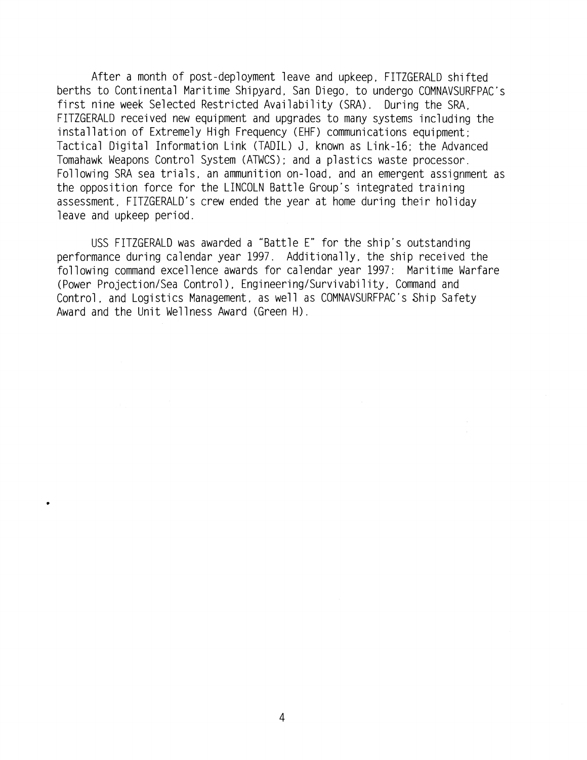After a month of post-deployment leave and upkeep, FITZGERALD shifted berths to Continental Maritime Shipyard, San Diego, to undergo COMNAVSURFPAC's first nine week Selected Restricted Availability (SRA). During the SRA, FITZGERALD received new equipment and upgrades to many systems including the installation of Extremely High Frequency (EHF) communications equipment; Tactical Digital Information Link (TADIL) J, known as Link-16; the Advanced Tomahawk Weapons Control System (ATWCS); and a plastics waste processor. Following SRA sea trials, an ammunition on-load, and an emergent assignment as the opposition force for the LINCOLN Battle Group's integrated training assessment, FITZGERALD's crew ended the year at home during their holiday leave and upkeep period.

USS FITZGERALD was awarded a "Battle E" for the ship's outstanding performance during calendar year 1997. Additionally, the ship received the following command excellence awards for calendar year 1997: Maritime Warfare (Power Projection/Sea Control), Engineering/Survivability, Command and Control, and Logistics Management, as well as COMNAVSURFPAC's Ship Safety Award and the Unit Wellness Award (Green H).